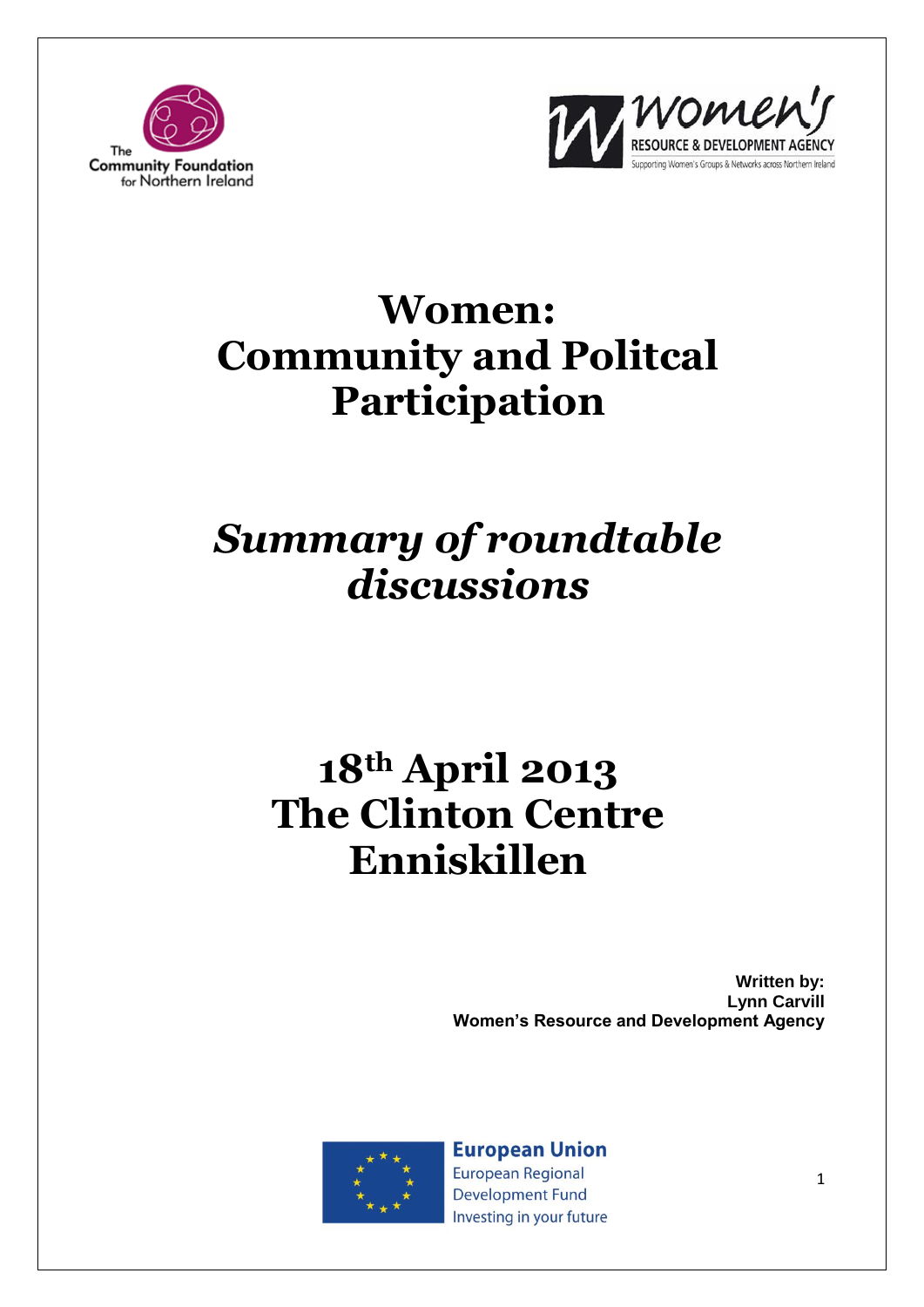The Community Foundation for Northern Ireland

Women's Resource & Development Agency
Supporting Women's Groups & Networks across Northern Ireland

# Women: Community and Politcal Participation

## *Summary of roundtable discussions*

## 18th April 2013
## The Clinton Centre
## Enniskillen

**Written by:**
**Lynn Carvill**
**Women's Resource and Development Agency**

European Union
European Regional Development Fund
Investing in your future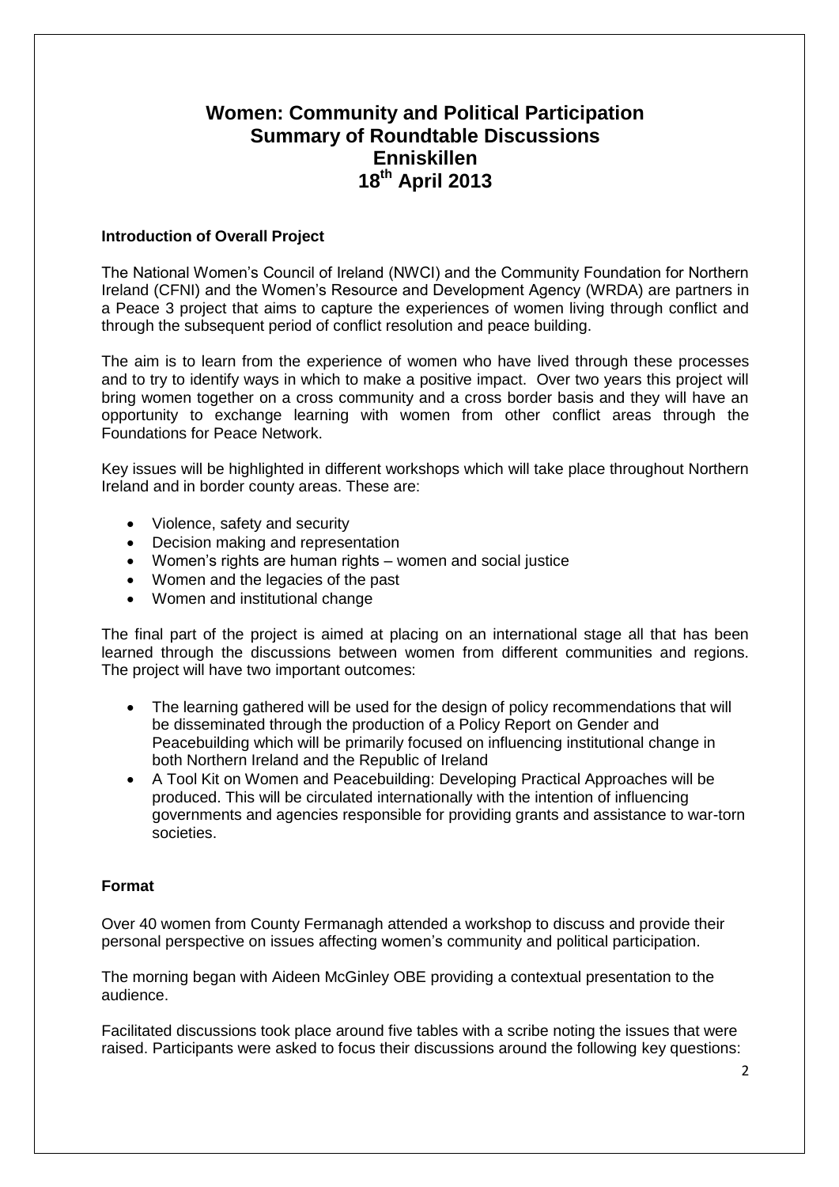# Women: Community and Political Participation
# Summary of Roundtable Discussions
# Enniskillen
# 18th April 2013

**Introduction of Overall Project**

The National Women's Council of Ireland (NWCI) and the Community Foundation for Northern Ireland (CFNI) and the Women's Resource and Development Agency (WRDA) are partners in a Peace 3 project that aims to capture the experiences of women living through conflict and through the subsequent period of conflict resolution and peace building.

The aim is to learn from the experience of women who have lived through these processes and to try to identify ways in which to make a positive impact. Over two years this project will bring women together on a cross community and a cross border basis and they will have an opportunity to exchange learning with women from other conflict areas through the Foundations for Peace Network.

Key issues will be highlighted in different workshops which will take place throughout Northern Ireland and in border county areas. These are:

- Violence, safety and security
- Decision making and representation
- Women's rights are human rights – women and social justice
- Women and the legacies of the past
- Women and institutional change

The final part of the project is aimed at placing on an international stage all that has been learned through the discussions between women from different communities and regions. The project will have two important outcomes:

- The learning gathered will be used for the design of policy recommendations that will be disseminated through the production of a Policy Report on Gender and Peacebuilding which will be primarily focused on influencing institutional change in both Northern Ireland and the Republic of Ireland
- A Tool Kit on Women and Peacebuilding: Developing Practical Approaches will be produced. This will be circulated internationally with the intention of influencing governments and agencies responsible for providing grants and assistance to war-torn societies.

**Format**

Over 40 women from County Fermanagh attended a workshop to discuss and provide their personal perspective on issues affecting women's community and political participation.

The morning began with Aideen McGinley OBE providing a contextual presentation to the audience.

Facilitated discussions took place around five tables with a scribe noting the issues that were raised. Participants were asked to focus their discussions around the following key questions: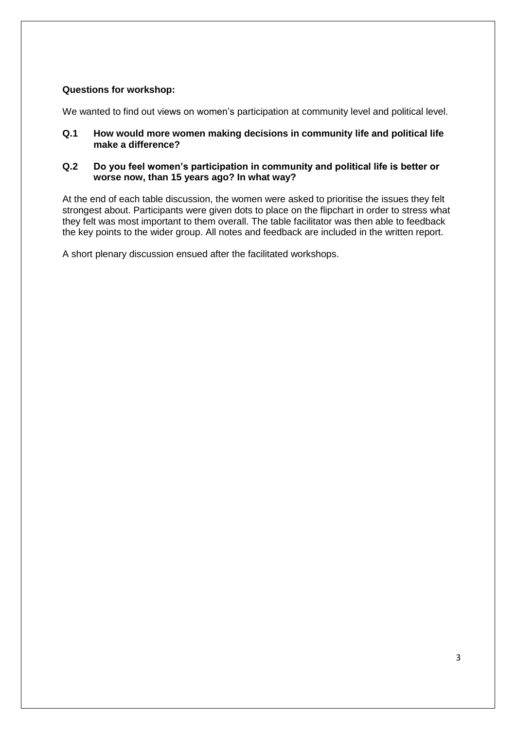**Questions for workshop:**

We wanted to find out views on women's participation at community level and political level.

**Q.1 How would more women making decisions in community life and political life make a difference?**

**Q.2 Do you feel women's participation in community and political life is better or worse now, than 15 years ago? In what way?**

At the end of each table discussion, the women were asked to prioritise the issues they felt strongest about. Participants were given dots to place on the flipchart in order to stress what they felt was most important to them overall. The table facilitator was then able to feedback the key points to the wider group. All notes and feedback are included in the written report.

A short plenary discussion ensued after the facilitated workshops.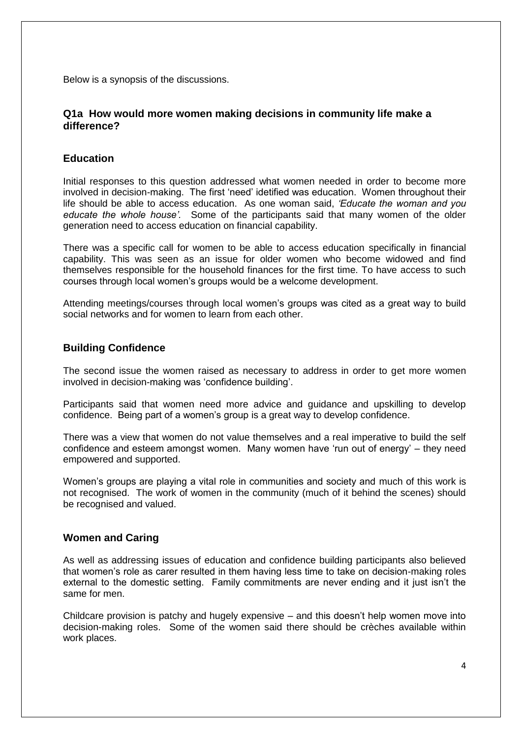Below is a synopsis of the discussions.

## Q1a How would more women making decisions in community life make a difference?

### Education

Initial responses to this question addressed what women needed in order to become more involved in decision-making. The first 'need' idetified was education. Women throughout their life should be able to access education. As one woman said, *'Educate the woman and you educate the whole house'.* Some of the participants said that many women of the older generation need to access education on financial capability.

There was a specific call for women to be able to access education specifically in financial capability. This was seen as an issue for older women who become widowed and find themselves responsible for the household finances for the first time. To have access to such courses through local women's groups would be a welcome development.

Attending meetings/courses through local women's groups was cited as a great way to build social networks and for women to learn from each other.

### Building Confidence

The second issue the women raised as necessary to address in order to get more women involved in decision-making was 'confidence building'.

Participants said that women need more advice and guidance and upskilling to develop confidence. Being part of a women's group is a great way to develop confidence.

There was a view that women do not value themselves and a real imperative to build the self confidence and esteem amongst women. Many women have 'run out of energy' – they need empowered and supported.

Women's groups are playing a vital role in communities and society and much of this work is not recognised. The work of women in the community (much of it behind the scenes) should be recognised and valued.

### Women and Caring

As well as addressing issues of education and confidence building participants also believed that women's role as carer resulted in them having less time to take on decision-making roles external to the domestic setting. Family commitments are never ending and it just isn't the same for men.

Childcare provision is patchy and hugely expensive – and this doesn't help women move into decision-making roles. Some of the women said there should be crèches available within work places.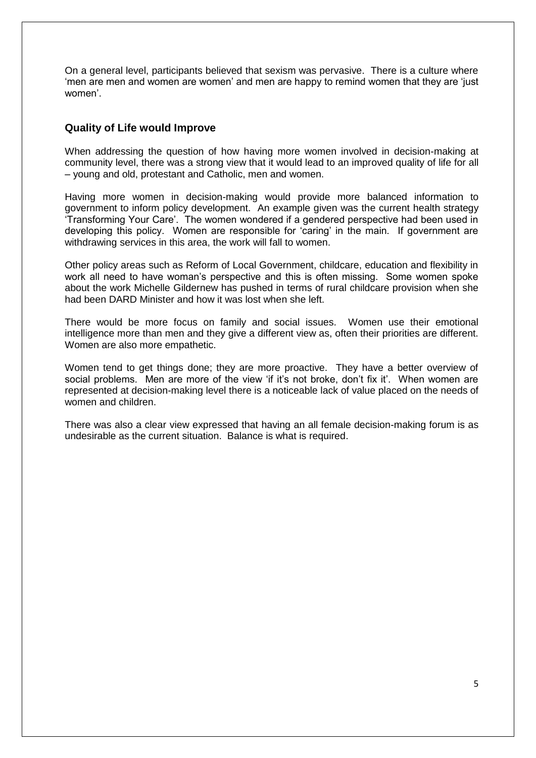On a general level, participants believed that sexism was pervasive. There is a culture where 'men are men and women are women' and men are happy to remind women that they are 'just women'.

### Quality of Life would Improve

When addressing the question of how having more women involved in decision-making at community level, there was a strong view that it would lead to an improved quality of life for all – young and old, protestant and Catholic, men and women.

Having more women in decision-making would provide more balanced information to government to inform policy development. An example given was the current health strategy 'Transforming Your Care'. The women wondered if a gendered perspective had been used in developing this policy. Women are responsible for 'caring' in the main. If government are withdrawing services in this area, the work will fall to women.

Other policy areas such as Reform of Local Government, childcare, education and flexibility in work all need to have woman's perspective and this is often missing. Some women spoke about the work Michelle Gildernew has pushed in terms of rural childcare provision when she had been DARD Minister and how it was lost when she left.

There would be more focus on family and social issues. Women use their emotional intelligence more than men and they give a different view as, often their priorities are different. Women are also more empathetic.

Women tend to get things done; they are more proactive. They have a better overview of social problems. Men are more of the view 'if it's not broke, don't fix it'. When women are represented at decision-making level there is a noticeable lack of value placed on the needs of women and children.

There was also a clear view expressed that having an all female decision-making forum is as undesirable as the current situation. Balance is what is required.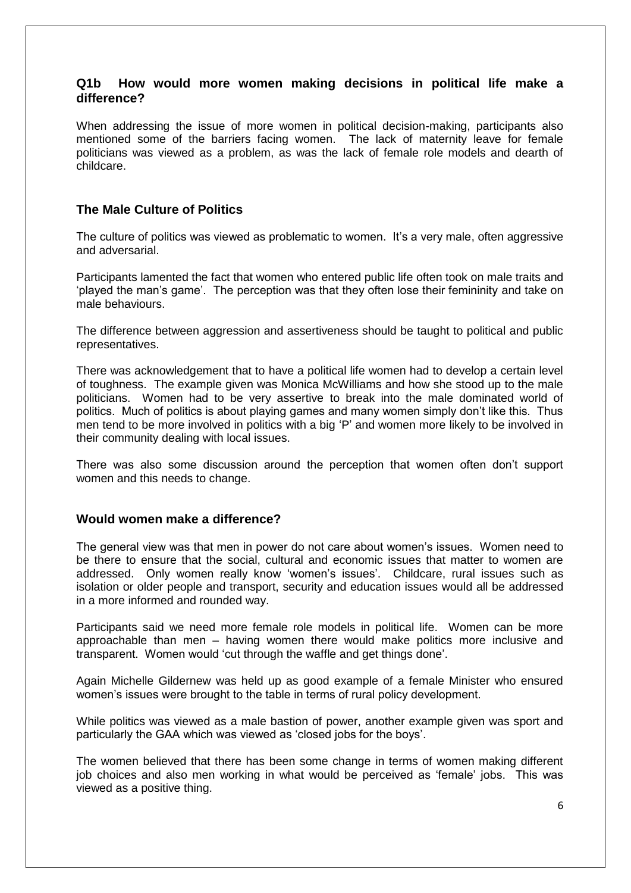### Q1b How would more women making decisions in political life make a difference?

When addressing the issue of more women in political decision-making, participants also mentioned some of the barriers facing women. The lack of maternity leave for female politicians was viewed as a problem, as was the lack of female role models and dearth of childcare.

### The Male Culture of Politics

The culture of politics was viewed as problematic to women. It's a very male, often aggressive and adversarial.

Participants lamented the fact that women who entered public life often took on male traits and 'played the man's game'. The perception was that they often lose their femininity and take on male behaviours.

The difference between aggression and assertiveness should be taught to political and public representatives.

There was acknowledgement that to have a political life women had to develop a certain level of toughness. The example given was Monica McWilliams and how she stood up to the male politicians. Women had to be very assertive to break into the male dominated world of politics. Much of politics is about playing games and many women simply don't like this. Thus men tend to be more involved in politics with a big 'P' and women more likely to be involved in their community dealing with local issues.

There was also some discussion around the perception that women often don't support women and this needs to change.

### Would women make a difference?

The general view was that men in power do not care about women's issues. Women need to be there to ensure that the social, cultural and economic issues that matter to women are addressed. Only women really know 'women's issues'. Childcare, rural issues such as isolation or older people and transport, security and education issues would all be addressed in a more informed and rounded way.

Participants said we need more female role models in political life. Women can be more approachable than men – having women there would make politics more inclusive and transparent. Women would 'cut through the waffle and get things done'.

Again Michelle Gildernew was held up as good example of a female Minister who ensured women's issues were brought to the table in terms of rural policy development.

While politics was viewed as a male bastion of power, another example given was sport and particularly the GAA which was viewed as 'closed jobs for the boys'.

The women believed that there has been some change in terms of women making different job choices and also men working in what would be perceived as 'female' jobs. This was viewed as a positive thing.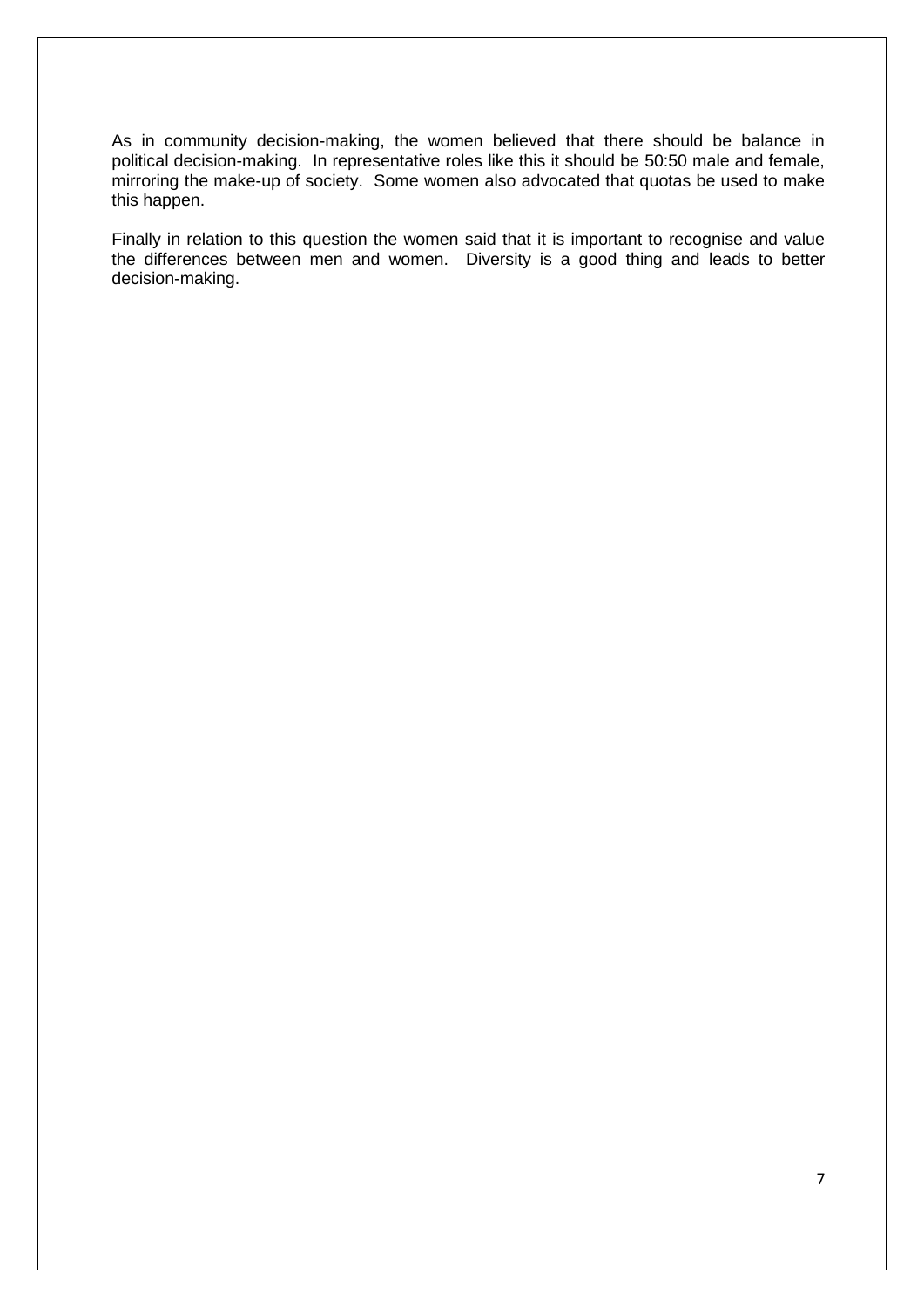As in community decision-making, the women believed that there should be balance in political decision-making. In representative roles like this it should be 50:50 male and female, mirroring the make-up of society. Some women also advocated that quotas be used to make this happen.

Finally in relation to this question the women said that it is important to recognise and value the differences between men and women. Diversity is a good thing and leads to better decision-making.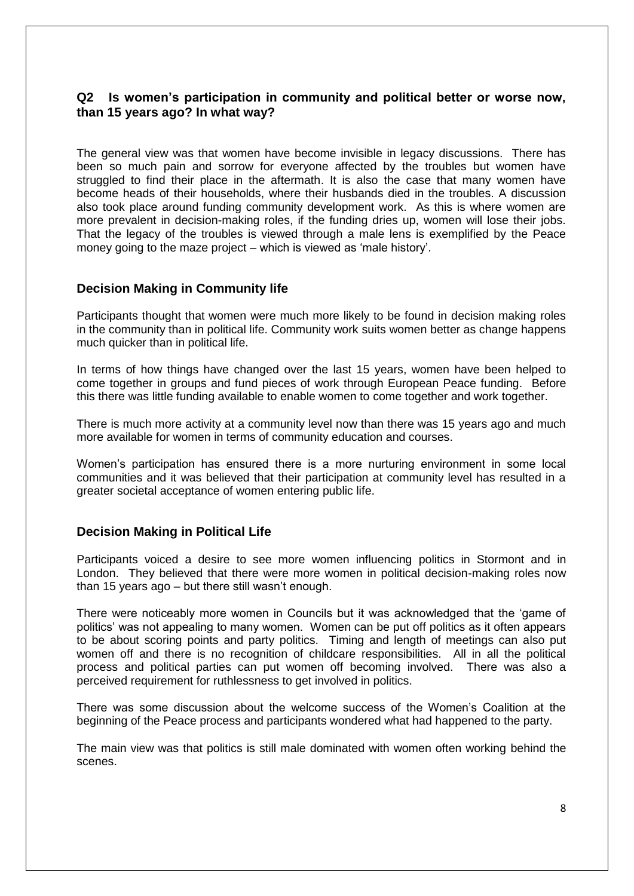### Q2 Is women's participation in community and political better or worse now, than 15 years ago? In what way?

The general view was that women have become invisible in legacy discussions. There has been so much pain and sorrow for everyone affected by the troubles but women have struggled to find their place in the aftermath. It is also the case that many women have become heads of their households, where their husbands died in the troubles. A discussion also took place around funding community development work. As this is where women are more prevalent in decision-making roles, if the funding dries up, women will lose their jobs. That the legacy of the troubles is viewed through a male lens is exemplified by the Peace money going to the maze project – which is viewed as 'male history'.

### Decision Making in Community life

Participants thought that women were much more likely to be found in decision making roles in the community than in political life. Community work suits women better as change happens much quicker than in political life.

In terms of how things have changed over the last 15 years, women have been helped to come together in groups and fund pieces of work through European Peace funding. Before this there was little funding available to enable women to come together and work together.

There is much more activity at a community level now than there was 15 years ago and much more available for women in terms of community education and courses.

Women's participation has ensured there is a more nurturing environment in some local communities and it was believed that their participation at community level has resulted in a greater societal acceptance of women entering public life.

### Decision Making in Political Life

Participants voiced a desire to see more women influencing politics in Stormont and in London. They believed that there were more women in political decision-making roles now than 15 years ago – but there still wasn't enough.

There were noticeably more women in Councils but it was acknowledged that the 'game of politics' was not appealing to many women. Women can be put off politics as it often appears to be about scoring points and party politics. Timing and length of meetings can also put women off and there is no recognition of childcare responsibilities. All in all the political process and political parties can put women off becoming involved. There was also a perceived requirement for ruthlessness to get involved in politics.

There was some discussion about the welcome success of the Women's Coalition at the beginning of the Peace process and participants wondered what had happened to the party.

The main view was that politics is still male dominated with women often working behind the scenes.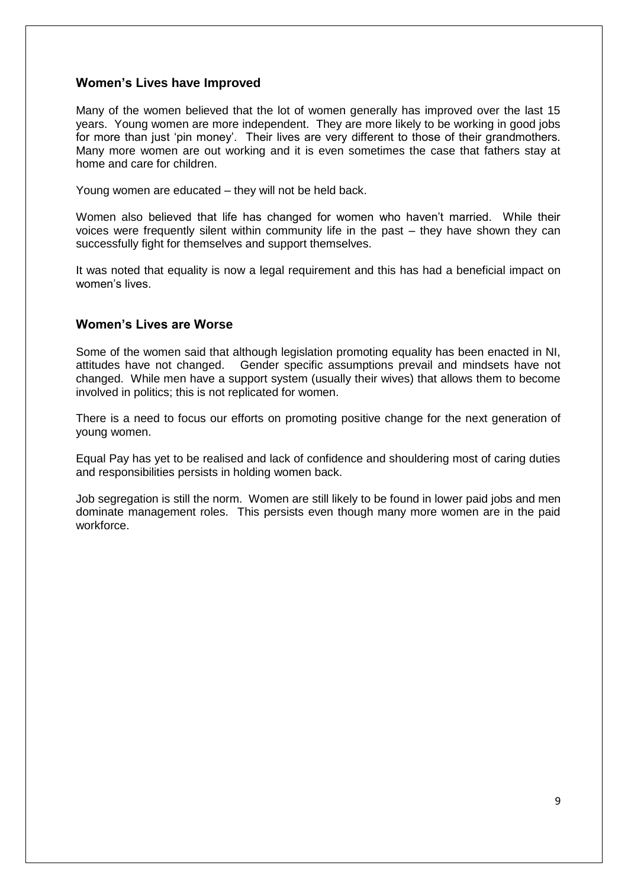### Women's Lives have Improved

Many of the women believed that the lot of women generally has improved over the last 15 years. Young women are more independent. They are more likely to be working in good jobs for more than just 'pin money'. Their lives are very different to those of their grandmothers. Many more women are out working and it is even sometimes the case that fathers stay at home and care for children.

Young women are educated – they will not be held back.

Women also believed that life has changed for women who haven't married. While their voices were frequently silent within community life in the past – they have shown they can successfully fight for themselves and support themselves.

It was noted that equality is now a legal requirement and this has had a beneficial impact on women's lives.

### Women's Lives are Worse

Some of the women said that although legislation promoting equality has been enacted in NI, attitudes have not changed. Gender specific assumptions prevail and mindsets have not changed. While men have a support system (usually their wives) that allows them to become involved in politics; this is not replicated for women.

There is a need to focus our efforts on promoting positive change for the next generation of young women.

Equal Pay has yet to be realised and lack of confidence and shouldering most of caring duties and responsibilities persists in holding women back.

Job segregation is still the norm. Women are still likely to be found in lower paid jobs and men dominate management roles. This persists even though many more women are in the paid workforce.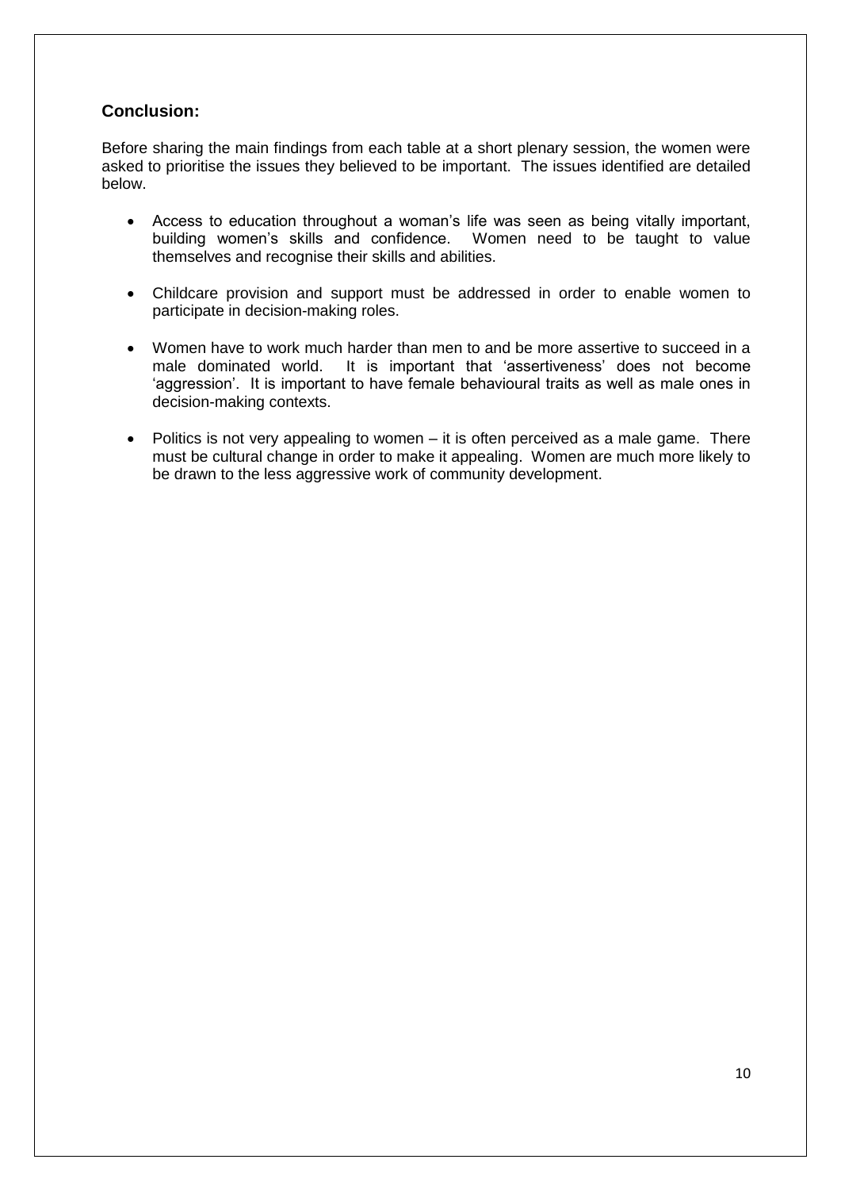### Conclusion:

Before sharing the main findings from each table at a short plenary session, the women were asked to prioritise the issues they believed to be important. The issues identified are detailed below.

- Access to education throughout a woman's life was seen as being vitally important, building women's skills and confidence. Women need to be taught to value themselves and recognise their skills and abilities.

- Childcare provision and support must be addressed in order to enable women to participate in decision-making roles.

- Women have to work much harder than men to and be more assertive to succeed in a male dominated world. It is important that 'assertiveness' does not become 'aggression'. It is important to have female behavioural traits as well as male ones in decision-making contexts.

- Politics is not very appealing to women – it is often perceived as a male game. There must be cultural change in order to make it appealing. Women are much more likely to be drawn to the less aggressive work of community development.